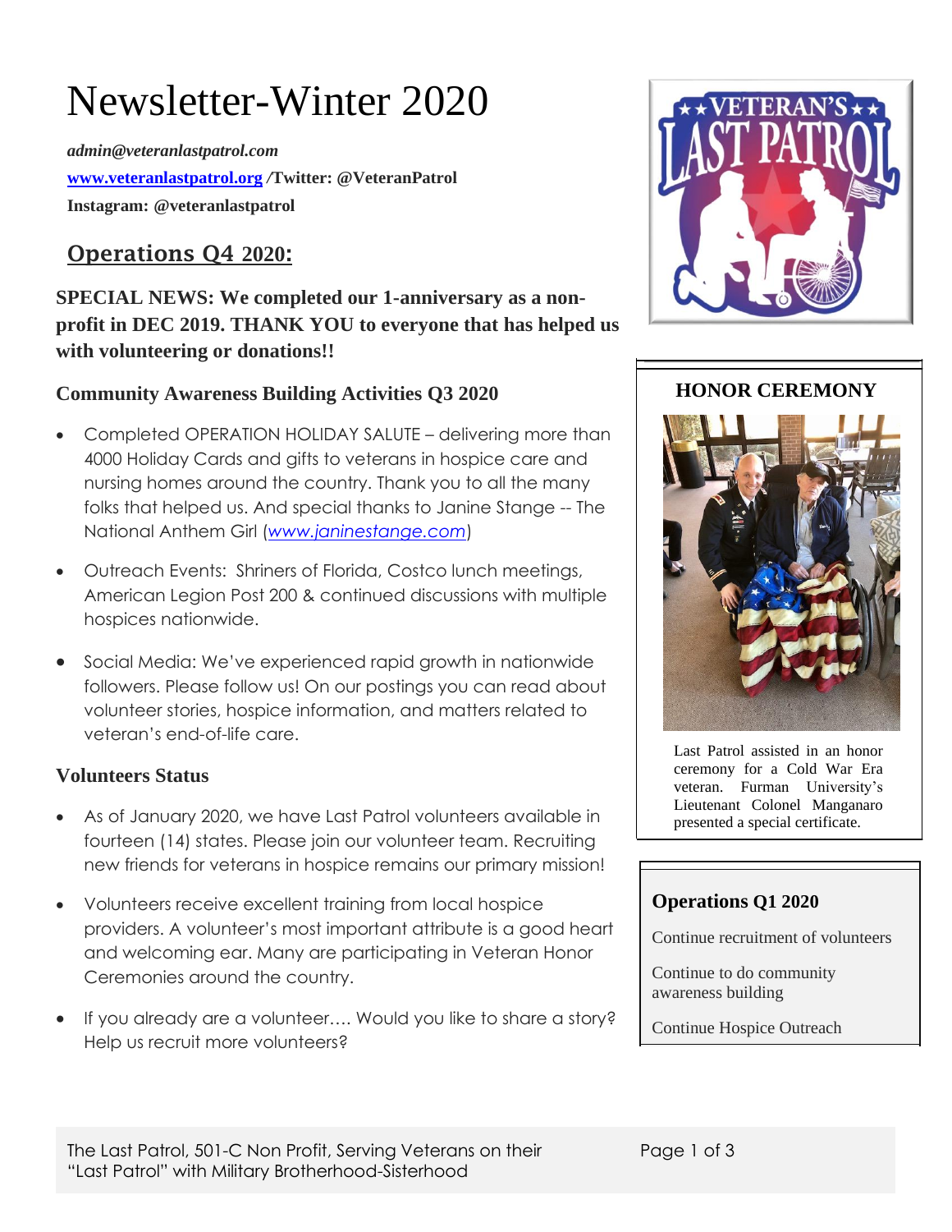# Newsletter-Winter 2020

***admin@veteranlastpatrol.com***

**[www.veteranlastpatrol.org](http://www.veteranlastpatrol.org) /Twitter: @VeteranPatrol**

**Instagram: @veteranlastpatrol**

## Operations Q4 2020:

**SPECIAL NEWS: We completed our 1-anniversary as a non-profit in DEC 2019. THANK YOU to everyone that has helped us with volunteering or donations!!**

### Community Awareness Building Activities Q3 2020

- Completed OPERATION HOLIDAY SALUTE – delivering more than 4000 Holiday Cards and gifts to veterans in hospice care and nursing homes around the country. Thank you to all the many folks that helped us. And special thanks to Janine Stange -- The National Anthem Girl (*www.janinestange.com*)
- Outreach Events: Shriners of Florida, Costco lunch meetings, American Legion Post 200 & continued discussions with multiple hospices nationwide.
- Social Media: We've experienced rapid growth in nationwide followers. Please follow us! On our postings you can read about volunteer stories, hospice information, and matters related to veteran's end-of-life care.

### Volunteers Status

- As of January 2020, we have Last Patrol volunteers available in fourteen (14) states. Please join our volunteer team. Recruiting new friends for veterans in hospice remains our primary mission!
- Volunteers receive excellent training from local hospice providers. A volunteer's most important attribute is a good heart and welcoming ear. Many are participating in Veteran Honor Ceremonies around the country.
- If you already are a volunteer…. Would you like to share a story? Help us recruit more volunteers?

### HONOR CEREMONY

Last Patrol assisted in an honor ceremony for a Cold War Era veteran. Furman University's Lieutenant Colonel Manganaro presented a special certificate.

### Operations Q1 2020

Continue recruitment of volunteers

Continue to do community awareness building

Continue Hospice Outreach

The Last Patrol, 501-C Non Profit, Serving Veterans on their "Last Patrol" with Military Brotherhood-Sisterhood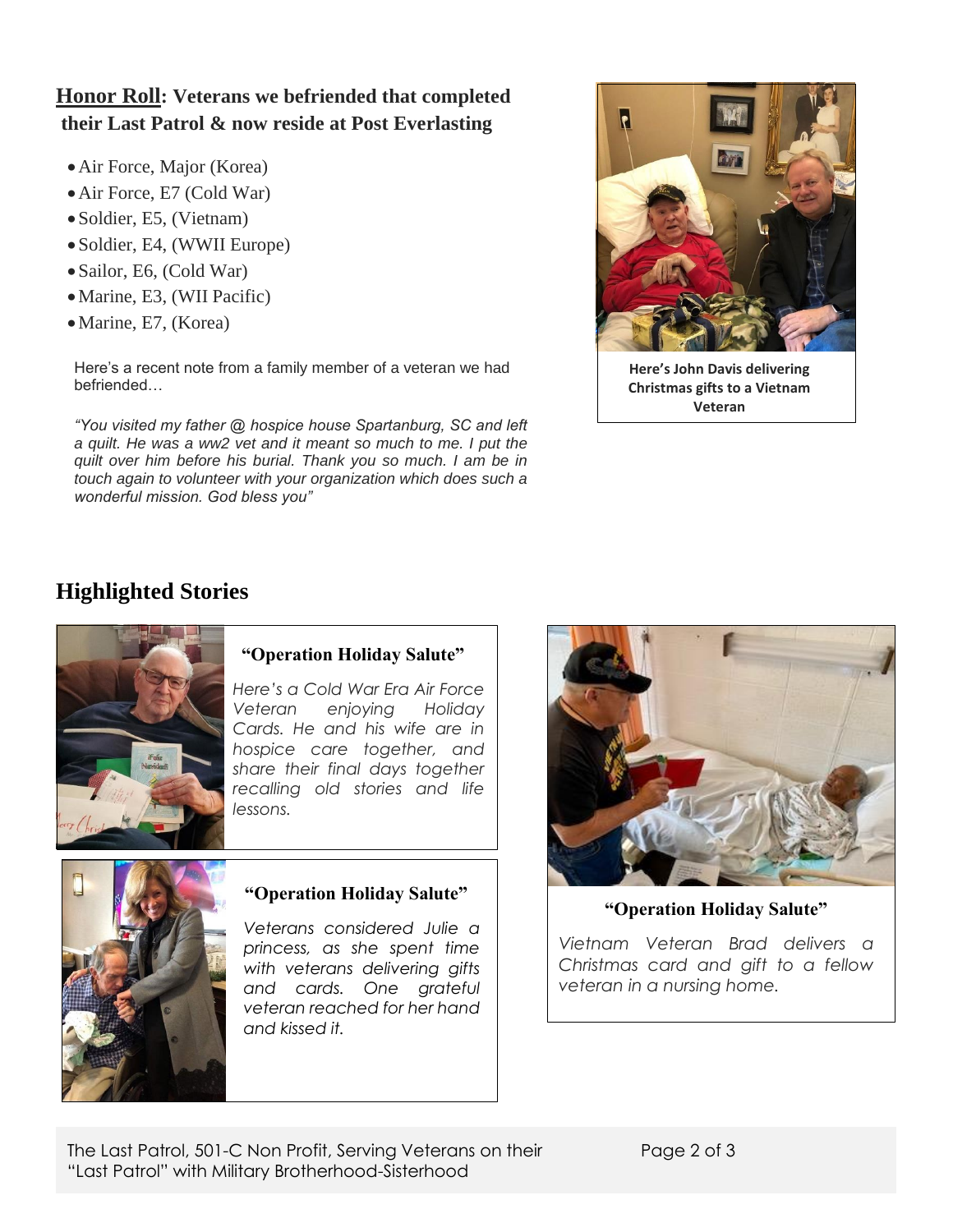## **Honor Roll**: Veterans we befriended that completed their Last Patrol & now reside at Post Everlasting

- Air Force, Major (Korea)
- Air Force, E7 (Cold War)
- Soldier, E5, (Vietnam)
- Soldier, E4, (WWII Europe)
- Sailor, E6, (Cold War)
- Marine, E3, (WII Pacific)
- Marine, E7, (Korea)

Here's a recent note from a family member of a veteran we had befriended…

*"You visited my father @ hospice house Spartanburg, SC and left a quilt. He was a ww2 vet and it meant so much to me. I put the quilt over him before his burial. Thank you so much. I am be in touch again to volunteer with your organization which does such a wonderful mission. God bless you"*

**Here's John Davis delivering Christmas gifts to a Vietnam Veteran**

## Highlighted Stories

### "Operation Holiday Salute"

*Here's a Cold War Era Air Force Veteran enjoying Holiday Cards. He and his wife are in hospice care together, and share their final days together recalling old stories and life lessons.*

### "Operation Holiday Salute"

*Veterans considered Julie a princess, as she spent time with veterans delivering gifts and cards. One grateful veteran reached for her hand and kissed it.*

### "Operation Holiday Salute"

*Vietnam Veteran Brad delivers a Christmas card and gift to a fellow veteran in a nursing home.*

The Last Patrol, 501-C Non Profit, Serving Veterans on their "Last Patrol" with Military Brotherhood-Sisterhood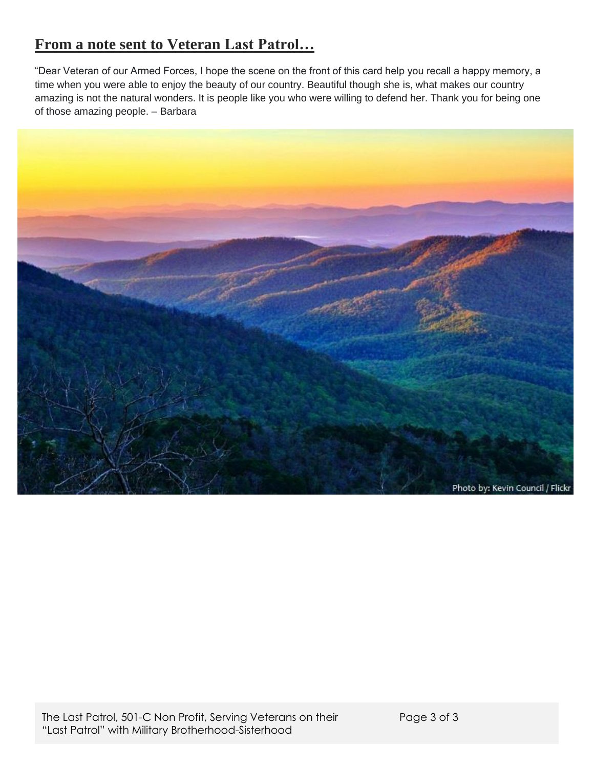## From a note sent to Veteran Last Patrol…

"Dear Veteran of our Armed Forces, I hope the scene on the front of this card help you recall a happy memory, a time when you were able to enjoy the beauty of our country. Beautiful though she is, what makes our country amazing is not the natural wonders. It is people like you who were willing to defend her. Thank you for being one of those amazing people. – Barbara

Photo by: Kevin Council / Flickr